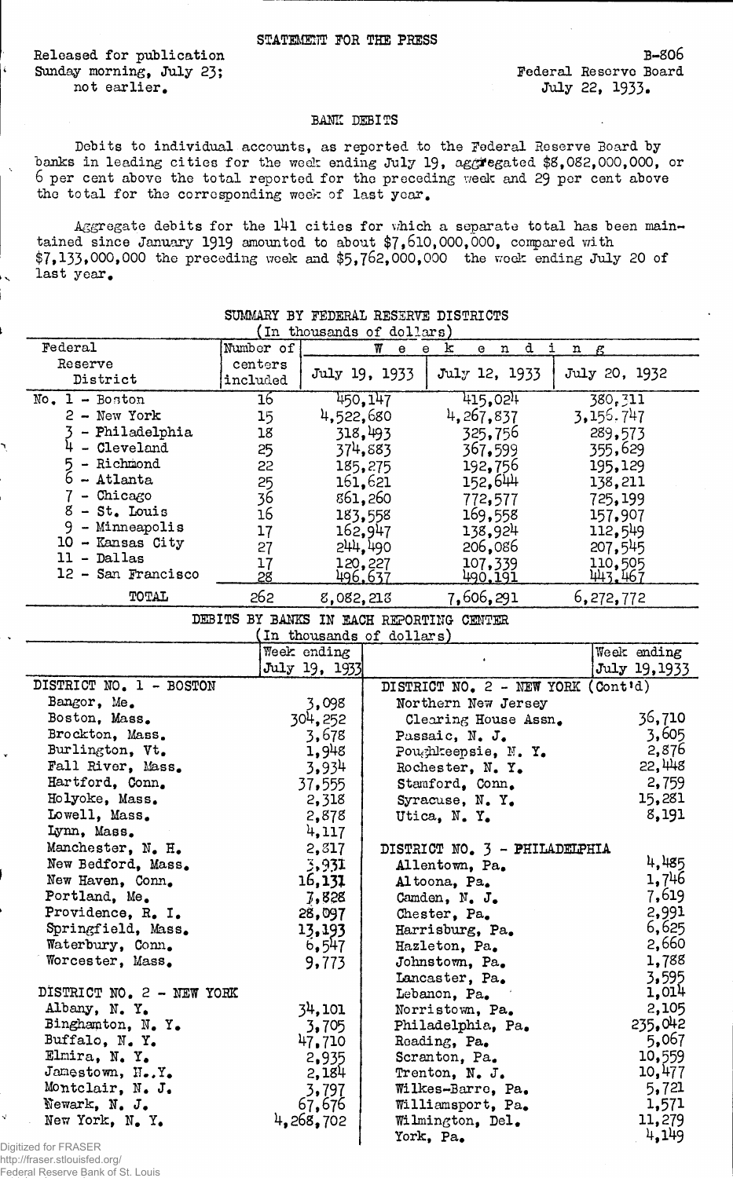STATEMENT FOR THE PRESS

Released for publication Sunday morning, July 23; not earlier.

B-806
Federal Reserve Board
July 22, 1933.

## BANK DEBITS

Debits to individual accounts, as reported to the Federal Reserve Board by banks in leading cities for the week ending July 19, aggregated $8,082,000,000, or 6 per cent above the total reported for the preceding week and 29 per cent above the total for the corresponding week of last year.

Aggregate debits for the 141 cities for which a separate total has been maintained since January 1919 amounted to about $7,610,000,000, compared with $7,133,000,000 the preceding week and $5,762,000,000 the week ending July 20 of last year.

### SUMMARY BY FEDERAL RESERVE DISTRICTS
(In thousands of dollars)

| Federal Reserve District | Number of centers included | Week ending July 19, 1933 | Week ending July 12, 1933 | Week ending July 20, 1932 |
|---|---|---|---|---|
| No. 1 - Boston | 16 | 450,147 | 415,024 | 380,311 |
| 2 - New York | 15 | 4,522,680 | 4,267,837 | 3,156,747 |
| 3 - Philadelphia | 18 | 318,493 | 325,756 | 289,573 |
| 4 - Cleveland | 25 | 374,883 | 367,599 | 355,629 |
| 5 - Richmond | 22 | 185,275 | 192,756 | 195,129 |
| 6 - Atlanta | 25 | 161,621 | 152,644 | 138,211 |
| 7 - Chicago | 36 | 861,260 | 772,577 | 725,199 |
| 8 - St. Louis | 16 | 183,558 | 169,558 | 157,907 |
| 9 - Minneapolis | 17 | 162,947 | 138,924 | 112,549 |
| 10 - Kansas City | 27 | 244,490 | 206,086 | 207,545 |
| 11 - Dallas | 17 | 120,227 | 107,339 | 110,505 |
| 12 - San Francisco | 28 | 496,637 | 490,191 | 443,467 |
| TOTAL | 262 | 8,082,218 | 7,606,291 | 6,272,772 |

### DEBITS BY BANKS IN EACH REPORTING CENTER
(In thousands of dollars)

| | Week ending July 19, 1933 | | Week ending July 19, 1933 |
|---|---|---|---|
| DISTRICT NO. 1 - BOSTON | | DISTRICT NO. 2 - NEW YORK (Cont'd) | |
| Bangor, Me. | 3,098 | Northern New Jersey Clearing House Assn. | 36,710 |
| Boston, Mass. | 304,252 | Passaic, N. J. | 3,605 |
| Brockton, Mass. | 3,678 | Poughkeepsie, N. Y. | 2,876 |
| Burlington, Vt. | 1,948 | Rochester, N. Y. | 22,448 |
| Fall River, Mass. | 3,934 | Stamford, Conn. | 2,759 |
| Hartford, Conn. | 37,555 | Syracuse, N. Y. | 15,281 |
| Holyoke, Mass. | 2,318 | Utica, N. Y. | 8,191 |
| Lowell, Mass. | 2,878 | | |
| Lynn, Mass. | 4,117 | | |
| Manchester, N. H. | 2,817 | DISTRICT NO. 3 - PHILADELPHIA | |
| New Bedford, Mass. | 3,931 | Allentown, Pa. | 4,485 |
| New Haven, Conn. | 16,131 | Altoona, Pa. | 1,746 |
| Portland, Me. | 7,828 | Camden, N. J. | 7,619 |
| Providence, R. I. | 28,097 | Chester, Pa. | 2,991 |
| Springfield, Mass. | 13,193 | Harrisburg, Pa. | 6,625 |
| Waterbury, Conn. | 6,547 | Hazleton, Pa. | 2,660 |
| Worcester, Mass. | 9,773 | Johnstown, Pa. | 1,788 |
| | | Lancaster, Pa. | 3,595 |
| DISTRICT NO. 2 - NEW YORK | | Lebanon, Pa. | 1,014 |
| Albany, N. Y. | 34,101 | Norristown, Pa. | 2,105 |
| Binghamton, N. Y. | 3,705 | Philadelphia, Pa. | 235,042 |
| Buffalo, N. Y. | 47,710 | Reading, Pa. | 5,067 |
| Elmira, N. Y. | 2,935 | Scranton, Pa. | 10,559 |
| Jamestown, N. Y. | 2,184 | Trenton, N. J. | 10,477 |
| Montclair, N. J. | 3,797 | Wilkes-Barre, Pa. | 5,721 |
| Newark, N. J. | 67,676 | Williamsport, Pa. | 1,571 |
| New York, N. Y. | 4,268,702 | Wilmington, Del. | 11,279 |
| | | York, Pa. | 4,149 |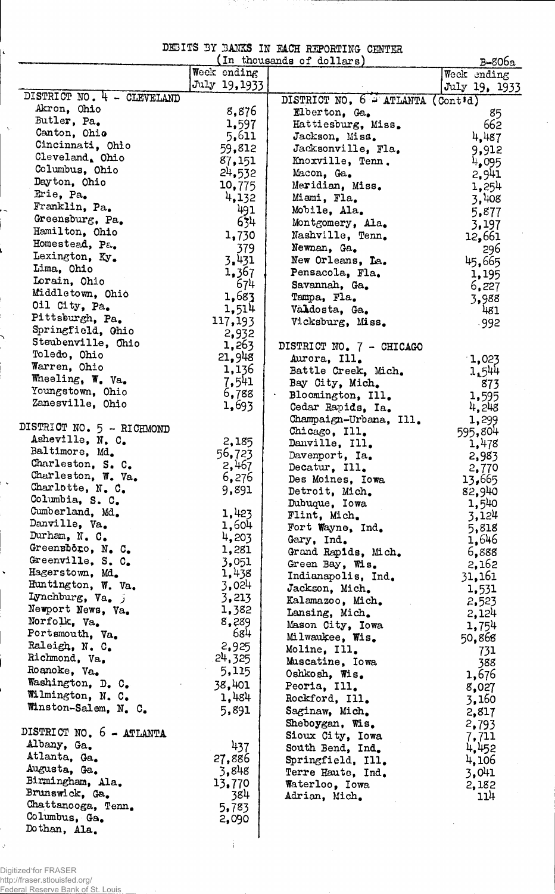DEBITS BY BANKS IN EACH REPORTING CENTER

(In thousands of dollars)

B-806a

| | Week ending July 19, 1933 |
|---|---|
| **DISTRICT NO. 4 - CLEVELAND** | |
| Akron, Ohio | 8,876 |
| Butler, Pa. | 1,597 |
| Canton, Ohio | 5,611 |
| Cincinnati, Ohio | 59,812 |
| Cleveland, Ohio | 87,151 |
| Columbus, Ohio | 24,532 |
| Dayton, Ohio | 10,775 |
| Erie, Pa. | 4,132 |
| Franklin, Pa. | 491 |
| Greensburg, Pa. | 634 |
| Hamilton, Ohio | 1,730 |
| Homestead, Pa. | 379 |
| Lexington, Ky. | 3,431 |
| Lima, Ohio | 1,367 |
| Lorain, Ohio | 674 |
| Middletown, Ohio | 1,683 |
| Oil City, Pa. | 1,514 |
| Pittsburgh, Pa. | 117,193 |
| Springfield, Ohio | 2,932 |
| Steubenville, Ohio | 1,263 |
| Toledo, Ohio | 21,948 |
| Warren, Ohio | 1,136 |
| Wheeling, W. Va. | 7,541 |
| Youngstown, Ohio | 6,788 |
| Zanesville, Ohio | 1,693 |
| **DISTRICT NO. 5 - RICHMOND** | |
| Asheville, N. C. | 2,185 |
| Baltimore, Md. | 56,723 |
| Charleston, S. C. | 2,467 |
| Charleston, W. Va. | 6,276 |
| Charlotte, N. C. | 9,891 |
| Columbia, S. C. | |
| Cumberland, Md. | 1,423 |
| Danville, Va. | 1,604 |
| Durham, N. C. | 4,203 |
| Greensboro, N. C. | 1,281 |
| Greenville, S. C. | 3,051 |
| Hagerstown, Md. | 1,438 |
| Huntington, W. Va. | 3,024 |
| Lynchburg, Va. | 3,213 |
| Newport News, Va. | 1,382 |
| Norfolk, Va. | 8,289 |
| Portsmouth, Va. | 684 |
| Raleigh, N. C. | 2,925 |
| Richmond, Va. | 24,325 |
| Roanoke, Va. | 5,115 |
| Washington, D. C. | 38,401 |
| Wilmington, N. C. | 1,484 |
| Winston-Salem, N. C. | 5,891 |
| **DISTRICT NO. 6 - ATLANTA** | |
| Albany, Ga. | 437 |
| Atlanta, Ga. | 27,886 |
| Augusta, Ga. | 3,848 |
| Birmingham, Ala. | 13,770 |
| Brunswick, Ga. | 384 |
| Chattanooga, Tenn. | 5,783 |
| Columbus, Ga. | 2,090 |
| Dothan, Ala. | |
| **DISTRICT NO. 6 - ATLANTA (Cont'd)** | |
| Elberton, Ga. | 85 |
| Hattiesburg, Miss. | 662 |
| Jackson, Miss. | 4,487 |
| Jacksonville, Fla. | 9,912 |
| Knoxville, Tenn. | 4,095 |
| Macon, Ga. | 2,941 |
| Meridian, Miss. | 1,254 |
| Miami, Fla. | 3,408 |
| Mobile, Ala. | 5,877 |
| Montgomery, Ala. | 3,197 |
| Nashville, Tenn. | 12,661 |
| Newnan, Ga. | 296 |
| New Orleans, La. | 45,665 |
| Pensacola, Fla. | 1,195 |
| Savannah, Ga. | 6,227 |
| Tampa, Fla. | 3,988 |
| Valdosta, Ga. | 481 |
| Vicksburg, Miss. | 992 |
| **DISTRICT NO. 7 - CHICAGO** | |
| Aurora, Ill. | 1,023 |
| Battle Creek, Mich. | 1,544 |
| Bay City, Mich. | 873 |
| Bloomington, Ill. | 1,595 |
| Cedar Rapids, Ia. | 4,248 |
| Champaign-Urbana, Ill. | 1,299 |
| Chicago, Ill. | 595,804 |
| Danville, Ill. | 1,478 |
| Davenport, Ia. | 2,983 |
| Decatur, Ill. | 2,770 |
| Des Moines, Iowa | 13,665 |
| Detroit, Mich. | 82,940 |
| Dubuque, Iowa | 1,540 |
| Flint, Mich. | 3,124 |
| Fort Wayne, Ind. | 5,818 |
| Gary, Ind. | 1,646 |
| Grand Rapids, Mich. | 6,888 |
| Green Bay, Wis. | 2,162 |
| Indianapolis, Ind. | 31,161 |
| Jackson, Mich. | 1,531 |
| Kalamazoo, Mich. | 2,523 |
| Lansing, Mich. | 2,124 |
| Mason City, Iowa | 1,754 |
| Milwaukee, Wis. | 50,868 |
| Moline, Ill. | 731 |
| Muscatine, Iowa | 388 |
| Oshkosh, Wis. | 1,676 |
| Peoria, Ill. | 8,027 |
| Rockford, Ill. | 3,160 |
| Saginaw, Mich. | 2,817 |
| Sheboygan, Wis. | 2,793 |
| Sioux City, Iowa | 7,711 |
| South Bend, Ind. | 4,452 |
| Springfield, Ill. | 4,106 |
| Terre Haute, Ind. | 3,041 |
| Waterloo, Iowa | 2,182 |
| Adrian, Mich. | 114 |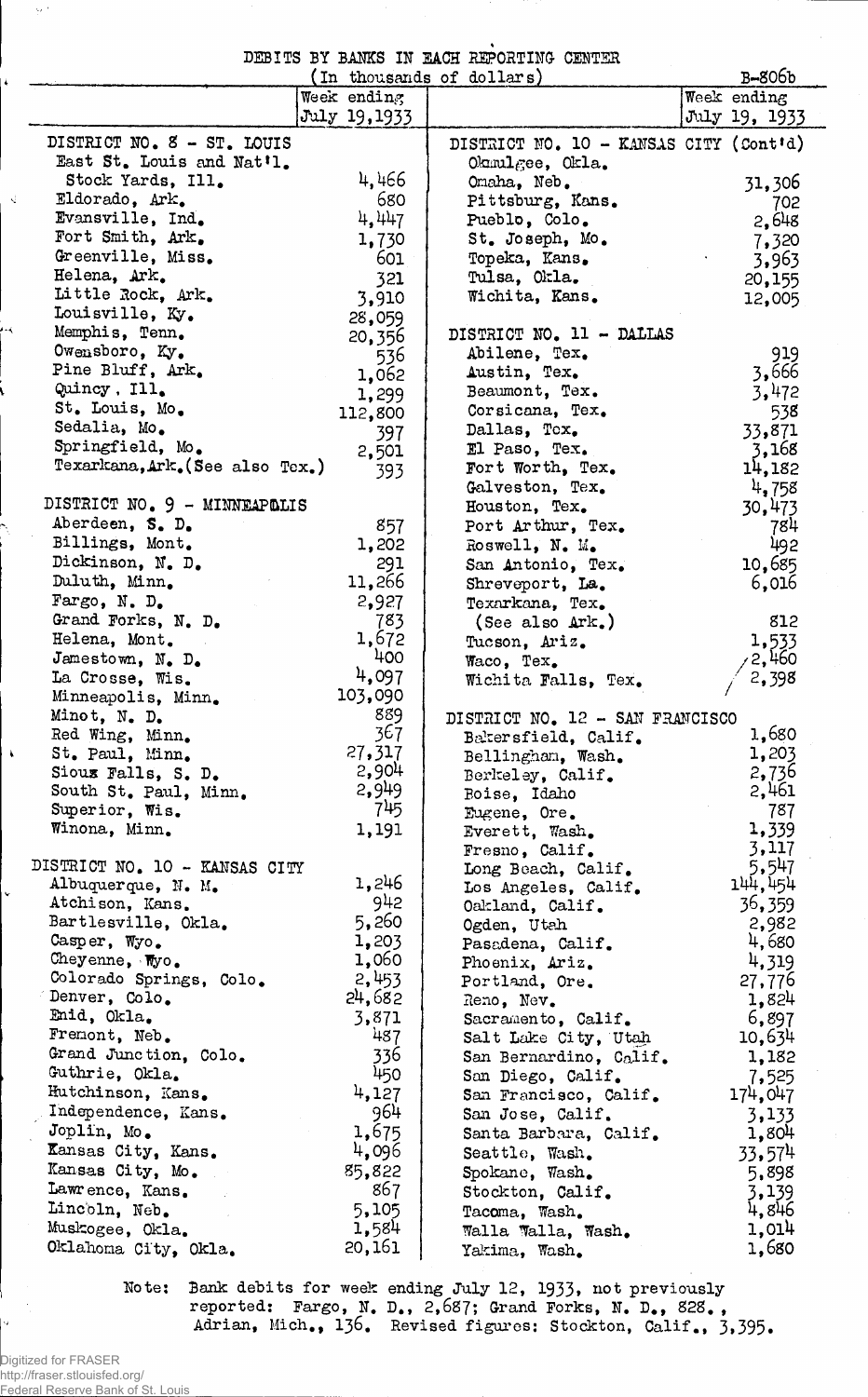## DEBITS BY BANKS IN EACH REPORTING CENTER

(In thousands of dollars)

B-806b

| | Week ending July 19, 1933 |
|---|---|
| **DISTRICT NO. 8 - ST. LOUIS** | |
| East St. Louis and Nat'l. Stock Yards, Ill. | 4,466 |
| Eldorado, Ark. | 680 |
| Evansville, Ind. | 4,447 |
| Fort Smith, Ark. | 1,730 |
| Greenville, Miss. | 601 |
| Helena, Ark. | 321 |
| Little Rock, Ark. | 3,910 |
| Louisville, Ky. | 28,059 |
| Memphis, Tenn. | 20,356 |
| Owensboro, Ky. | 536 |
| Pine Bluff, Ark. | 1,062 |
| Quincy, Ill. | 1,299 |
| St. Louis, Mo. | 112,800 |
| Sedalia, Mo. | 397 |
| Springfield, Mo. | 2,501 |
| Texarkana, Ark. (See also Tex.) | 393 |
| **DISTRICT NO. 9 - MINNEAPOLIS** | |
| Aberdeen, S. D. | 857 |
| Billings, Mont. | 1,202 |
| Dickinson, N. D. | 291 |
| Duluth, Minn. | 11,266 |
| Fargo, N. D. | 2,927 |
| Grand Forks, N. D. | 783 |
| Helena, Mont. | 1,672 |
| Jamestown, N. D. | 400 |
| La Crosse, Wis. | 4,097 |
| Minneapolis, Minn. | 103,090 |
| Minot, N. D. | 889 |
| Red Wing, Minn. | 367 |
| St. Paul, Minn. | 27,317 |
| Sioux Falls, S. D. | 2,904 |
| South St. Paul, Minn. | 2,949 |
| Superior, Wis. | 745 |
| Winona, Minn. | 1,191 |
| **DISTRICT NO. 10 - KANSAS CITY** | |
| Albuquerque, N. M. | 1,246 |
| Atchison, Kans. | 942 |
| Bartlesville, Okla. | 5,260 |
| Casper, Wyo. | 1,203 |
| Cheyenne, Wyo. | 1,060 |
| Colorado Springs, Colo. | 2,453 |
| Denver, Colo. | 24,682 |
| Enid, Okla. | 3,871 |
| Fremont, Neb. | 487 |
| Grand Junction, Colo. | 336 |
| Guthrie, Okla. | 450 |
| Hutchinson, Kans. | 4,127 |
| Independence, Kans. | 964 |
| Joplin, Mo. | 1,675 |
| Kansas City, Kans. | 4,096 |
| Kansas City, Mo. | 85,822 |
| Lawrence, Kans. | 867 |
| Lincoln, Neb. | 5,105 |
| Muskogee, Okla. | 1,584 |
| Oklahoma City, Okla. | 20,161 |

| | Week ending July 19, 1933 |
|---|---|
| **DISTRICT NO. 10 - KANSAS CITY (Cont'd)** | |
| Okmulgee, Okla. | |
| Omaha, Neb. | 31,306 |
| Pittsburg, Kans. | 702 |
| Pueblo, Colo. | 2,648 |
| St. Joseph, Mo. | 7,320 |
| Topeka, Kans. | 3,963 |
| Tulsa, Okla. | 20,155 |
| Wichita, Kans. | 12,005 |
| **DISTRICT NO. 11 - DALLAS** | |
| Abilene, Tex. | 919 |
| Austin, Tex. | 3,666 |
| Beaumont, Tex. | 3,472 |
| Corsicana, Tex. | 538 |
| Dallas, Tex. | 33,871 |
| El Paso, Tex. | 3,168 |
| Fort Worth, Tex. | 14,182 |
| Galveston, Tex. | 4,758 |
| Houston, Tex. | 30,473 |
| Port Arthur, Tex. | 784 |
| Roswell, N. M. | 492 |
| San Antonio, Tex. | 10,685 |
| Shreveport, La. | 6,016 |
| Texarkana, Tex. (See also Ark.) | 812 |
| Tucson, Ariz. | 1,533 |
| Waco, Tex. | 2,460 |
| Wichita Falls, Tex. | 2,398 |
| **DISTRICT NO. 12 - SAN FRANCISCO** | |
| Bakersfield, Calif. | 1,680 |
| Bellingham, Wash. | 1,203 |
| Berkeley, Calif. | 2,736 |
| Boise, Idaho | 2,461 |
| Eugene, Ore. | 787 |
| Everett, Wash. | 1,339 |
| Fresno, Calif. | 3,117 |
| Long Beach, Calif. | 5,547 |
| Los Angeles, Calif. | 144,454 |
| Oakland, Calif. | 36,359 |
| Ogden, Utah | 2,982 |
| Pasadena, Calif. | 4,680 |
| Phoenix, Ariz. | 4,319 |
| Portland, Ore. | 27,776 |
| Reno, Nev. | 1,824 |
| Sacramento, Calif. | 6,897 |
| Salt Lake City, Utah | 10,634 |
| San Bernardino, Calif. | 1,182 |
| San Diego, Calif. | 7,525 |
| San Francisco, Calif. | 174,047 |
| San Jose, Calif. | 3,133 |
| Santa Barbara, Calif. | 1,804 |
| Seattle, Wash. | 33,574 |
| Spokane, Wash. | 5,898 |
| Stockton, Calif. | 3,139 |
| Tacoma, Wash. | 4,846 |
| Walla Walla, Wash. | 1,014 |
| Yakima, Wash. | 1,680 |

Note: Bank debits for week ending July 12, 1933, not previously reported: Fargo, N. D., 2,687; Grand Forks, N. D., 828., Adrian, Mich., 136. Revised figures: Stockton, Calif., 3,395.